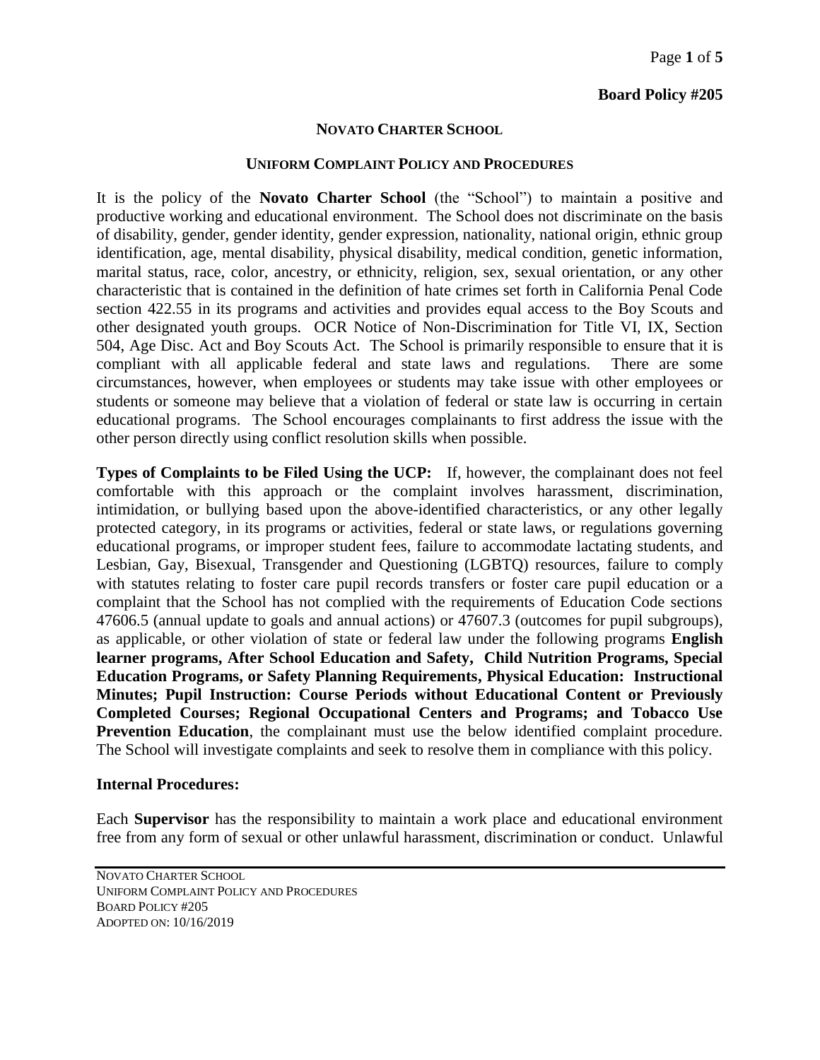**Board Policy #205**

## NOVATO CHARTER SCHOOL

### UNIFORM COMPLAINT POLICY AND PROCEDURES

It is the policy of the **Novato Charter School** (the "School") to maintain a positive and productive working and educational environment. The School does not discriminate on the basis of disability, gender, gender identity, gender expression, nationality, national origin, ethnic group identification, age, mental disability, physical disability, medical condition, genetic information, marital status, race, color, ancestry, or ethnicity, religion, sex, sexual orientation, or any other characteristic that is contained in the definition of hate crimes set forth in California Penal Code section 422.55 in its programs and activities and provides equal access to the Boy Scouts and other designated youth groups. OCR Notice of Non-Discrimination for Title VI, IX, Section 504, Age Disc. Act and Boy Scouts Act. The School is primarily responsible to ensure that it is compliant with all applicable federal and state laws and regulations. There are some circumstances, however, when employees or students may take issue with other employees or students or someone may believe that a violation of federal or state law is occurring in certain educational programs. The School encourages complainants to first address the issue with the other person directly using conflict resolution skills when possible.

**Types of Complaints to be Filed Using the UCP:** If, however, the complainant does not feel comfortable with this approach or the complaint involves harassment, discrimination, intimidation, or bullying based upon the above-identified characteristics, or any other legally protected category, in its programs or activities, federal or state laws, or regulations governing educational programs, or improper student fees, failure to accommodate lactating students, and Lesbian, Gay, Bisexual, Transgender and Questioning (LGBTQ) resources, failure to comply with statutes relating to foster care pupil records transfers or foster care pupil education or a complaint that the School has not complied with the requirements of Education Code sections 47606.5 (annual update to goals and annual actions) or 47607.3 (outcomes for pupil subgroups), as applicable, or other violation of state or federal law under the following programs **English learner programs, After School Education and Safety, Child Nutrition Programs, Special Education Programs, or Safety Planning Requirements, Physical Education: Instructional Minutes; Pupil Instruction: Course Periods without Educational Content or Previously Completed Courses; Regional Occupational Centers and Programs; and Tobacco Use Prevention Education**, the complainant must use the below identified complaint procedure. The School will investigate complaints and seek to resolve them in compliance with this policy.

**Internal Procedures:**

Each **Supervisor** has the responsibility to maintain a work place and educational environment free from any form of sexual or other unlawful harassment, discrimination or conduct. Unlawful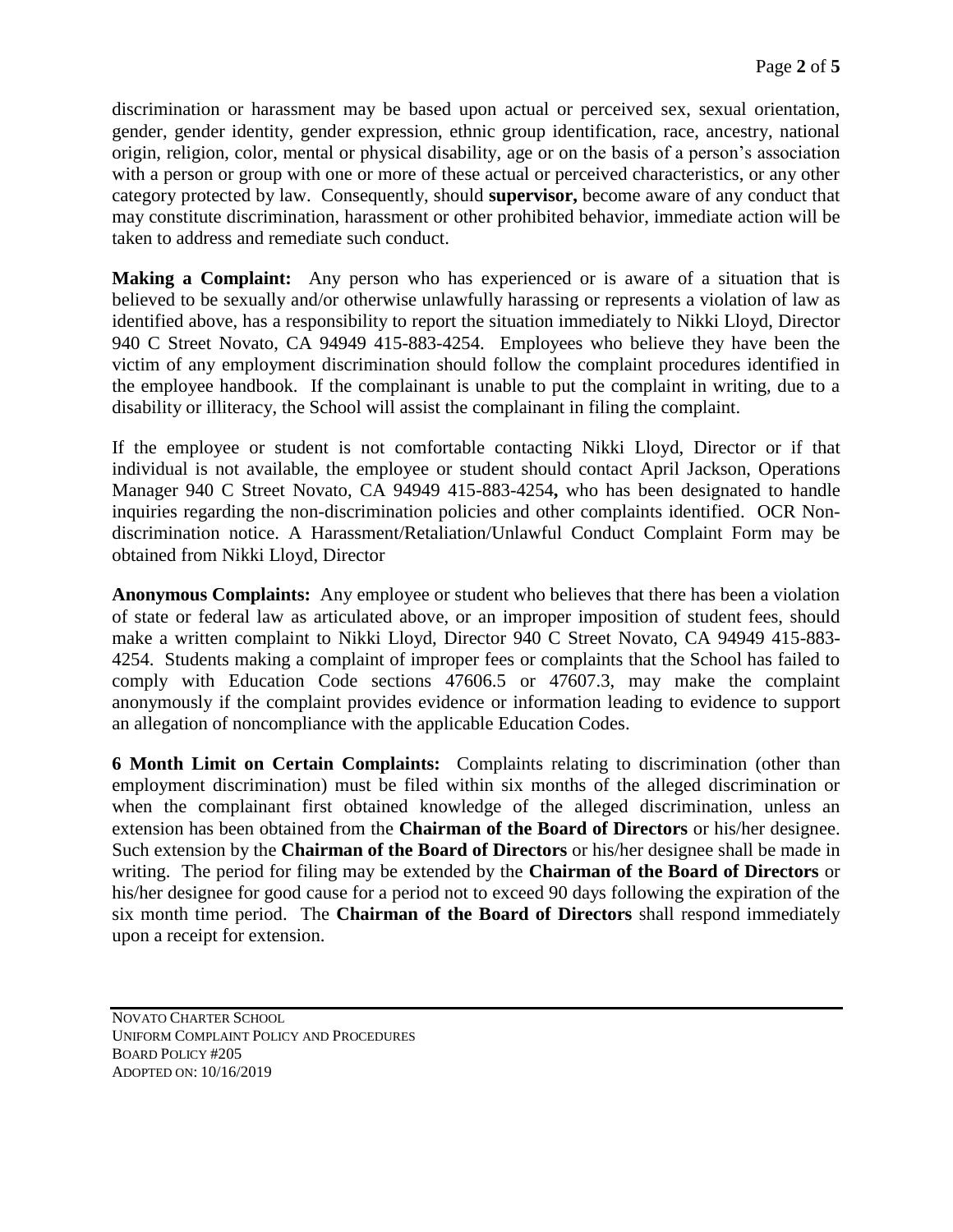discrimination or harassment may be based upon actual or perceived sex, sexual orientation, gender, gender identity, gender expression, ethnic group identification, race, ancestry, national origin, religion, color, mental or physical disability, age or on the basis of a person's association with a person or group with one or more of these actual or perceived characteristics, or any other category protected by law. Consequently, should **supervisor,** become aware of any conduct that may constitute discrimination, harassment or other prohibited behavior, immediate action will be taken to address and remediate such conduct.

**Making a Complaint:** Any person who has experienced or is aware of a situation that is believed to be sexually and/or otherwise unlawfully harassing or represents a violation of law as identified above, has a responsibility to report the situation immediately to Nikki Lloyd, Director 940 C Street Novato, CA 94949 415-883-4254. Employees who believe they have been the victim of any employment discrimination should follow the complaint procedures identified in the employee handbook. If the complainant is unable to put the complaint in writing, due to a disability or illiteracy, the School will assist the complainant in filing the complaint.

If the employee or student is not comfortable contacting Nikki Lloyd, Director or if that individual is not available, the employee or student should contact April Jackson, Operations Manager 940 C Street Novato, CA 94949 415-883-4254**,** who has been designated to handle inquiries regarding the non-discrimination policies and other complaints identified. OCR Non-discrimination notice. A Harassment/Retaliation/Unlawful Conduct Complaint Form may be obtained from Nikki Lloyd, Director

**Anonymous Complaints:** Any employee or student who believes that there has been a violation of state or federal law as articulated above, or an improper imposition of student fees, should make a written complaint to Nikki Lloyd, Director 940 C Street Novato, CA 94949 415-883-4254. Students making a complaint of improper fees or complaints that the School has failed to comply with Education Code sections 47606.5 or 47607.3, may make the complaint anonymously if the complaint provides evidence or information leading to evidence to support an allegation of noncompliance with the applicable Education Codes.

**6 Month Limit on Certain Complaints:** Complaints relating to discrimination (other than employment discrimination) must be filed within six months of the alleged discrimination or when the complainant first obtained knowledge of the alleged discrimination, unless an extension has been obtained from the **Chairman of the Board of Directors** or his/her designee. Such extension by the **Chairman of the Board of Directors** or his/her designee shall be made in writing. The period for filing may be extended by the **Chairman of the Board of Directors** or his/her designee for good cause for a period not to exceed 90 days following the expiration of the six month time period. The **Chairman of the Board of Directors** shall respond immediately upon a receipt for extension.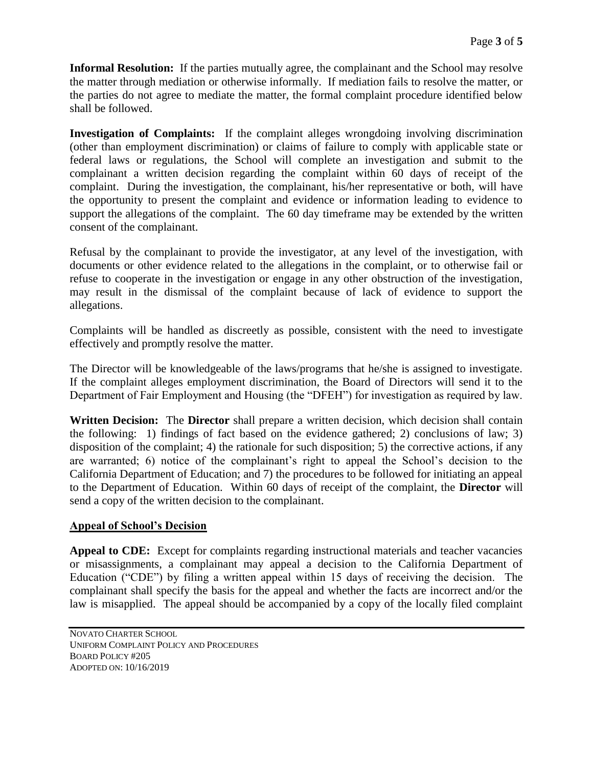**Informal Resolution:** If the parties mutually agree, the complainant and the School may resolve the matter through mediation or otherwise informally. If mediation fails to resolve the matter, or the parties do not agree to mediate the matter, the formal complaint procedure identified below shall be followed.

**Investigation of Complaints:** If the complaint alleges wrongdoing involving discrimination (other than employment discrimination) or claims of failure to comply with applicable state or federal laws or regulations, the School will complete an investigation and submit to the complainant a written decision regarding the complaint within 60 days of receipt of the complaint. During the investigation, the complainant, his/her representative or both, will have the opportunity to present the complaint and evidence or information leading to evidence to support the allegations of the complaint. The 60 day timeframe may be extended by the written consent of the complainant.

Refusal by the complainant to provide the investigator, at any level of the investigation, with documents or other evidence related to the allegations in the complaint, or to otherwise fail or refuse to cooperate in the investigation or engage in any other obstruction of the investigation, may result in the dismissal of the complaint because of lack of evidence to support the allegations.

Complaints will be handled as discreetly as possible, consistent with the need to investigate effectively and promptly resolve the matter.

The Director will be knowledgeable of the laws/programs that he/she is assigned to investigate. If the complaint alleges employment discrimination, the Board of Directors will send it to the Department of Fair Employment and Housing (the "DFEH") for investigation as required by law.

**Written Decision:** The **Director** shall prepare a written decision, which decision shall contain the following: 1) findings of fact based on the evidence gathered; 2) conclusions of law; 3) disposition of the complaint; 4) the rationale for such disposition; 5) the corrective actions, if any are warranted; 6) notice of the complainant's right to appeal the School's decision to the California Department of Education; and 7) the procedures to be followed for initiating an appeal to the Department of Education. Within 60 days of receipt of the complaint, the **Director** will send a copy of the written decision to the complainant.

## Appeal of School's Decision

**Appeal to CDE:** Except for complaints regarding instructional materials and teacher vacancies or misassignments, a complainant may appeal a decision to the California Department of Education ("CDE") by filing a written appeal within 15 days of receiving the decision. The complainant shall specify the basis for the appeal and whether the facts are incorrect and/or the law is misapplied. The appeal should be accompanied by a copy of the locally filed complaint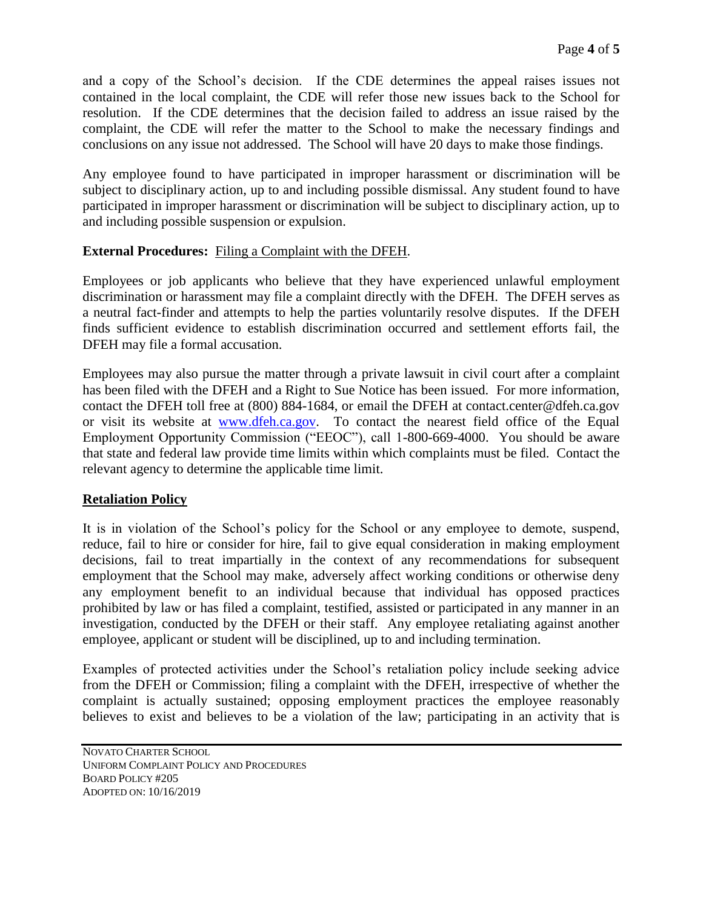and a copy of the School's decision. If the CDE determines the appeal raises issues not contained in the local complaint, the CDE will refer those new issues back to the School for resolution. If the CDE determines that the decision failed to address an issue raised by the complaint, the CDE will refer the matter to the School to make the necessary findings and conclusions on any issue not addressed. The School will have 20 days to make those findings.

Any employee found to have participated in improper harassment or discrimination will be subject to disciplinary action, up to and including possible dismissal. Any student found to have participated in improper harassment or discrimination will be subject to disciplinary action, up to and including possible suspension or expulsion.

**External Procedures:** Filing a Complaint with the DFEH.

Employees or job applicants who believe that they have experienced unlawful employment discrimination or harassment may file a complaint directly with the DFEH. The DFEH serves as a neutral fact-finder and attempts to help the parties voluntarily resolve disputes. If the DFEH finds sufficient evidence to establish discrimination occurred and settlement efforts fail, the DFEH may file a formal accusation.

Employees may also pursue the matter through a private lawsuit in civil court after a complaint has been filed with the DFEH and a Right to Sue Notice has been issued. For more information, contact the DFEH toll free at (800) 884-1684, or email the DFEH at contact.center@dfeh.ca.gov or visit its website at [www.dfeh.ca.gov](http://www.dfeh.ca.gov). To contact the nearest field office of the Equal Employment Opportunity Commission ("EEOC"), call 1-800-669-4000. You should be aware that state and federal law provide time limits within which complaints must be filed. Contact the relevant agency to determine the applicable time limit.

**Retaliation Policy**

It is in violation of the School's policy for the School or any employee to demote, suspend, reduce, fail to hire or consider for hire, fail to give equal consideration in making employment decisions, fail to treat impartially in the context of any recommendations for subsequent employment that the School may make, adversely affect working conditions or otherwise deny any employment benefit to an individual because that individual has opposed practices prohibited by law or has filed a complaint, testified, assisted or participated in any manner in an investigation, conducted by the DFEH or their staff. Any employee retaliating against another employee, applicant or student will be disciplined, up to and including termination.

Examples of protected activities under the School's retaliation policy include seeking advice from the DFEH or Commission; filing a complaint with the DFEH, irrespective of whether the complaint is actually sustained; opposing employment practices the employee reasonably believes to exist and believes to be a violation of the law; participating in an activity that is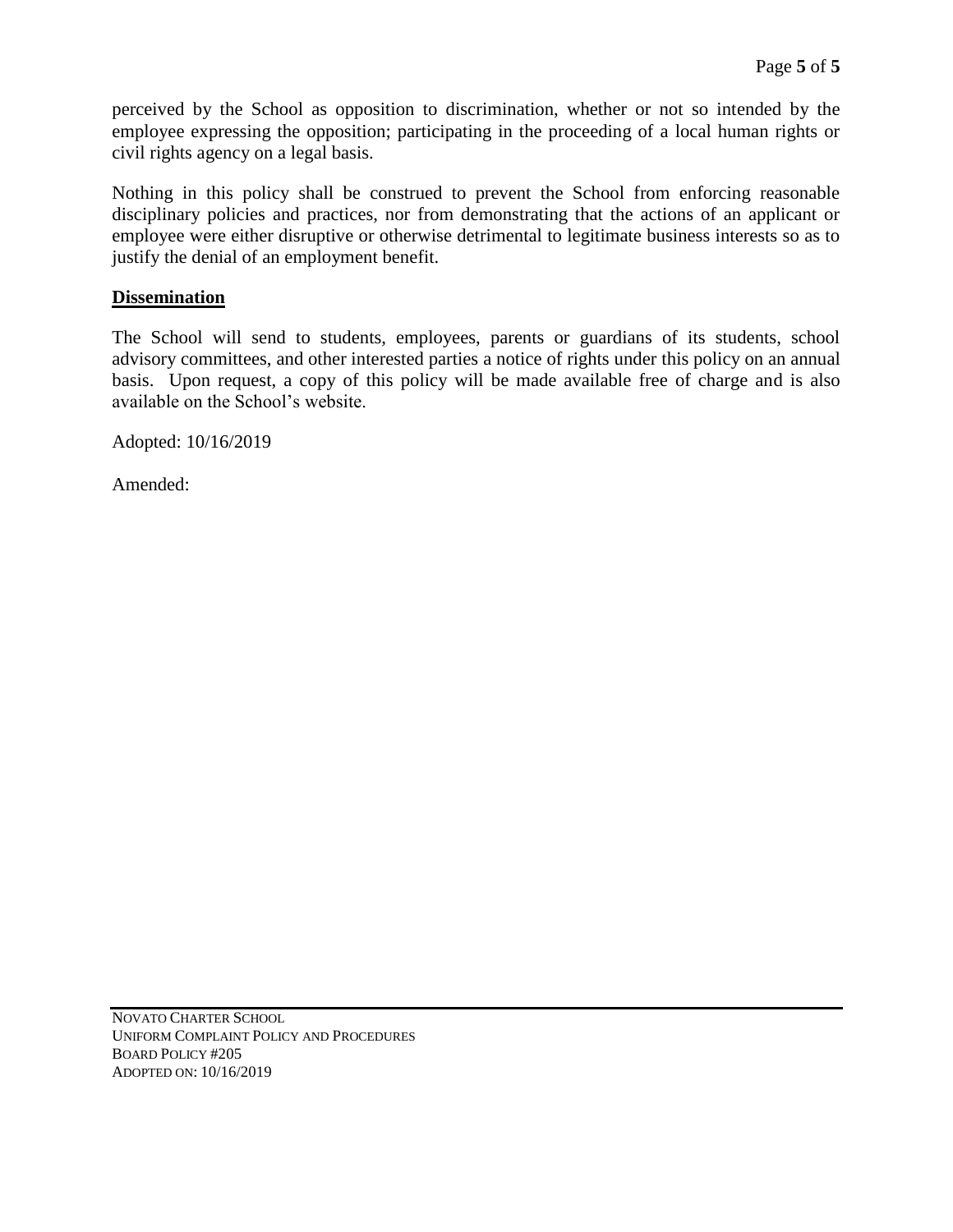perceived by the School as opposition to discrimination, whether or not so intended by the employee expressing the opposition; participating in the proceeding of a local human rights or civil rights agency on a legal basis.

Nothing in this policy shall be construed to prevent the School from enforcing reasonable disciplinary policies and practices, nor from demonstrating that the actions of an applicant or employee were either disruptive or otherwise detrimental to legitimate business interests so as to justify the denial of an employment benefit.

## Dissemination

The School will send to students, employees, parents or guardians of its students, school advisory committees, and other interested parties a notice of rights under this policy on an annual basis. Upon request, a copy of this policy will be made available free of charge and is also available on the School's website.

Adopted: 10/16/2019

Amended: